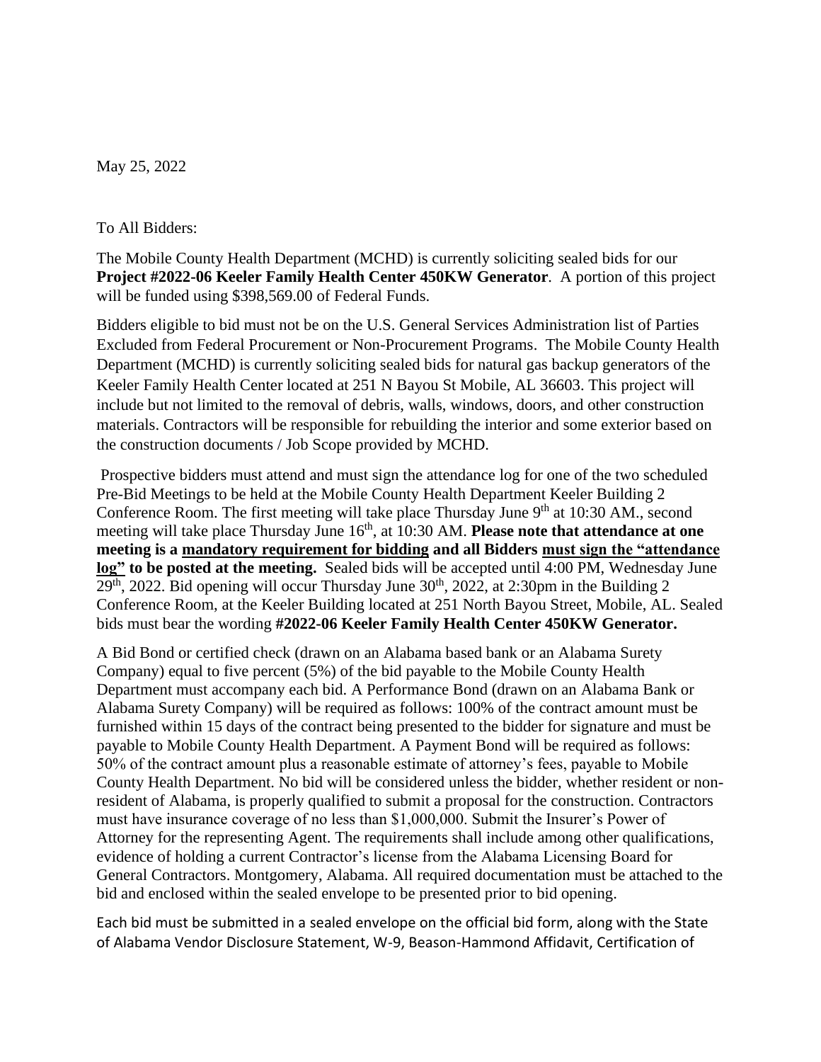May 25, 2022

To All Bidders:

The Mobile County Health Department (MCHD) is currently soliciting sealed bids for our **Project #2022-06 Keeler Family Health Center 450KW Generator**. A portion of this project will be funded using $398,569.00 of Federal Funds.

Bidders eligible to bid must not be on the U.S. General Services Administration list of Parties Excluded from Federal Procurement or Non-Procurement Programs. The Mobile County Health Department (MCHD) is currently soliciting sealed bids for natural gas backup generators of the Keeler Family Health Center located at 251 N Bayou St Mobile, AL 36603. This project will include but not limited to the removal of debris, walls, windows, doors, and other construction materials. Contractors will be responsible for rebuilding the interior and some exterior based on the construction documents / Job Scope provided by MCHD.

Prospective bidders must attend and must sign the attendance log for one of the two scheduled Pre-Bid Meetings to be held at the Mobile County Health Department Keeler Building 2 Conference Room. The first meeting will take place Thursday June 9th at 10:30 AM., second meeting will take place Thursday June 16th, at 10:30 AM. **Please note that attendance at one meeting is a <u>mandatory requirement for bidding</u> and all Bidders <u>must sign the "attendance log"</u> to be posted at the meeting.** Sealed bids will be accepted until 4:00 PM, Wednesday June 29th, 2022. Bid opening will occur Thursday June 30th, 2022, at 2:30pm in the Building 2 Conference Room, at the Keeler Building located at 251 North Bayou Street, Mobile, AL. Sealed bids must bear the wording **#2022-06 Keeler Family Health Center 450KW Generator.**

A Bid Bond or certified check (drawn on an Alabama based bank or an Alabama Surety Company) equal to five percent (5%) of the bid payable to the Mobile County Health Department must accompany each bid. A Performance Bond (drawn on an Alabama Bank or Alabama Surety Company) will be required as follows: 100% of the contract amount must be furnished within 15 days of the contract being presented to the bidder for signature and must be payable to Mobile County Health Department. A Payment Bond will be required as follows: 50% of the contract amount plus a reasonable estimate of attorney's fees, payable to Mobile County Health Department. No bid will be considered unless the bidder, whether resident or non-resident of Alabama, is properly qualified to submit a proposal for the construction. Contractors must have insurance coverage of no less than $1,000,000. Submit the Insurer's Power of Attorney for the representing Agent. The requirements shall include among other qualifications, evidence of holding a current Contractor's license from the Alabama Licensing Board for General Contractors. Montgomery, Alabama. All required documentation must be attached to the bid and enclosed within the sealed envelope to be presented prior to bid opening.

Each bid must be submitted in a sealed envelope on the official bid form, along with the State of Alabama Vendor Disclosure Statement, W-9, Beason-Hammond Affidavit, Certification of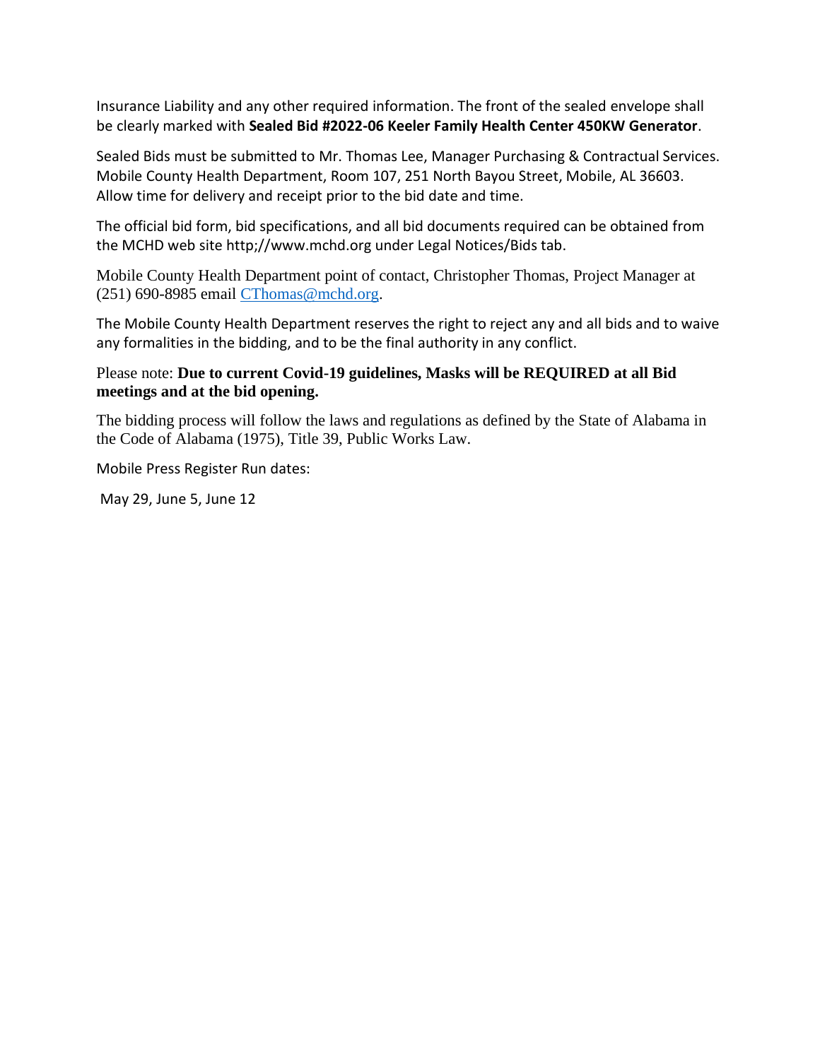Insurance Liability and any other required information. The front of the sealed envelope shall be clearly marked with **Sealed Bid #2022-06 Keeler Family Health Center 450KW Generator**.

Sealed Bids must be submitted to Mr. Thomas Lee, Manager Purchasing & Contractual Services. Mobile County Health Department, Room 107, 251 North Bayou Street, Mobile, AL 36603. Allow time for delivery and receipt prior to the bid date and time.

The official bid form, bid specifications, and all bid documents required can be obtained from the MCHD web site http;//www.mchd.org under Legal Notices/Bids tab.

Mobile County Health Department point of contact, Christopher Thomas, Project Manager at (251) 690-8985 email CThomas@mchd.org.

The Mobile County Health Department reserves the right to reject any and all bids and to waive any formalities in the bidding, and to be the final authority in any conflict.

Please note: **Due to current Covid-19 guidelines, Masks will be REQUIRED at all Bid meetings and at the bid opening.**

The bidding process will follow the laws and regulations as defined by the State of Alabama in the Code of Alabama (1975), Title 39, Public Works Law.

Mobile Press Register Run dates:

May 29, June 5, June 12